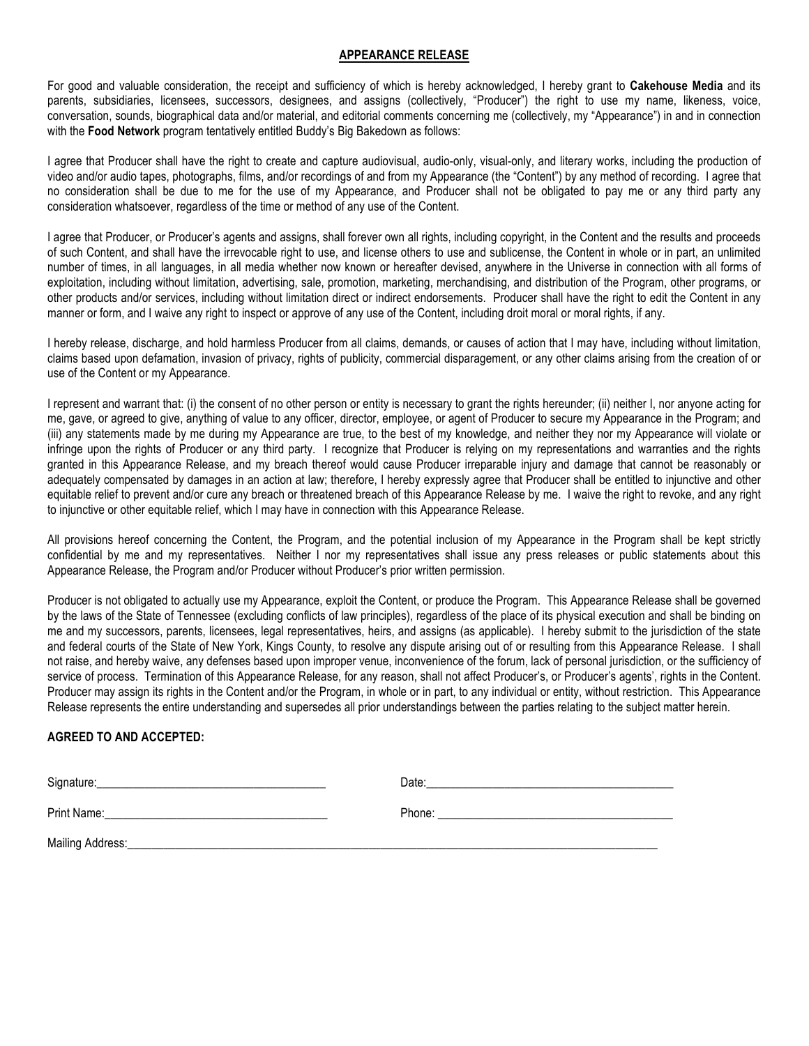## APPEARANCE RELEASE

For good and valuable consideration, the receipt and sufficiency of which is hereby acknowledged, I hereby grant to **Cakehouse Media** and its parents, subsidiaries, licensees, successors, designees, and assigns (collectively, "Producer") the right to use my name, likeness, voice, conversation, sounds, biographical data and/or material, and editorial comments concerning me (collectively, my "Appearance") in and in connection with the **Food Network** program tentatively entitled Buddy's Big Bakedown as follows:

I agree that Producer shall have the right to create and capture audiovisual, audio-only, visual-only, and literary works, including the production of video and/or audio tapes, photographs, films, and/or recordings of and from my Appearance (the "Content") by any method of recording. I agree that no consideration shall be due to me for the use of my Appearance, and Producer shall not be obligated to pay me or any third party any consideration whatsoever, regardless of the time or method of any use of the Content.

I agree that Producer, or Producer's agents and assigns, shall forever own all rights, including copyright, in the Content and the results and proceeds of such Content, and shall have the irrevocable right to use, and license others to use and sublicense, the Content in whole or in part, an unlimited number of times, in all languages, in all media whether now known or hereafter devised, anywhere in the Universe in connection with all forms of exploitation, including without limitation, advertising, sale, promotion, marketing, merchandising, and distribution of the Program, other programs, or other products and/or services, including without limitation direct or indirect endorsements. Producer shall have the right to edit the Content in any manner or form, and I waive any right to inspect or approve of any use of the Content, including droit moral or moral rights, if any.

I hereby release, discharge, and hold harmless Producer from all claims, demands, or causes of action that I may have, including without limitation, claims based upon defamation, invasion of privacy, rights of publicity, commercial disparagement, or any other claims arising from the creation of or use of the Content or my Appearance.

I represent and warrant that: (i) the consent of no other person or entity is necessary to grant the rights hereunder; (ii) neither I, nor anyone acting for me, gave, or agreed to give, anything of value to any officer, director, employee, or agent of Producer to secure my Appearance in the Program; and (iii) any statements made by me during my Appearance are true, to the best of my knowledge, and neither they nor my Appearance will violate or infringe upon the rights of Producer or any third party. I recognize that Producer is relying on my representations and warranties and the rights granted in this Appearance Release, and my breach thereof would cause Producer irreparable injury and damage that cannot be reasonably or adequately compensated by damages in an action at law; therefore, I hereby expressly agree that Producer shall be entitled to injunctive and other equitable relief to prevent and/or cure any breach or threatened breach of this Appearance Release by me. I waive the right to revoke, and any right to injunctive or other equitable relief, which I may have in connection with this Appearance Release.

All provisions hereof concerning the Content, the Program, and the potential inclusion of my Appearance in the Program shall be kept strictly confidential by me and my representatives. Neither I nor my representatives shall issue any press releases or public statements about this Appearance Release, the Program and/or Producer without Producer's prior written permission.

Producer is not obligated to actually use my Appearance, exploit the Content, or produce the Program. This Appearance Release shall be governed by the laws of the State of Tennessee (excluding conflicts of law principles), regardless of the place of its physical execution and shall be binding on me and my successors, parents, licensees, legal representatives, heirs, and assigns (as applicable). I hereby submit to the jurisdiction of the state and federal courts of the State of New York, Kings County, to resolve any dispute arising out of or resulting from this Appearance Release. I shall not raise, and hereby waive, any defenses based upon improper venue, inconvenience of the forum, lack of personal jurisdiction, or the sufficiency of service of process. Termination of this Appearance Release, for any reason, shall not affect Producer's, or Producer's agents', rights in the Content. Producer may assign its rights in the Content and/or the Program, in whole or in part, to any individual or entity, without restriction. This Appearance Release represents the entire understanding and supersedes all prior understandings between the parties relating to the subject matter herein.

**AGREED TO AND ACCEPTED:**

Signature:______________________________________ Date:__________________________________________

Print Name:_____________________________________ Phone: ________________________________________

Mailing Address:_____________________________________________________________________________________________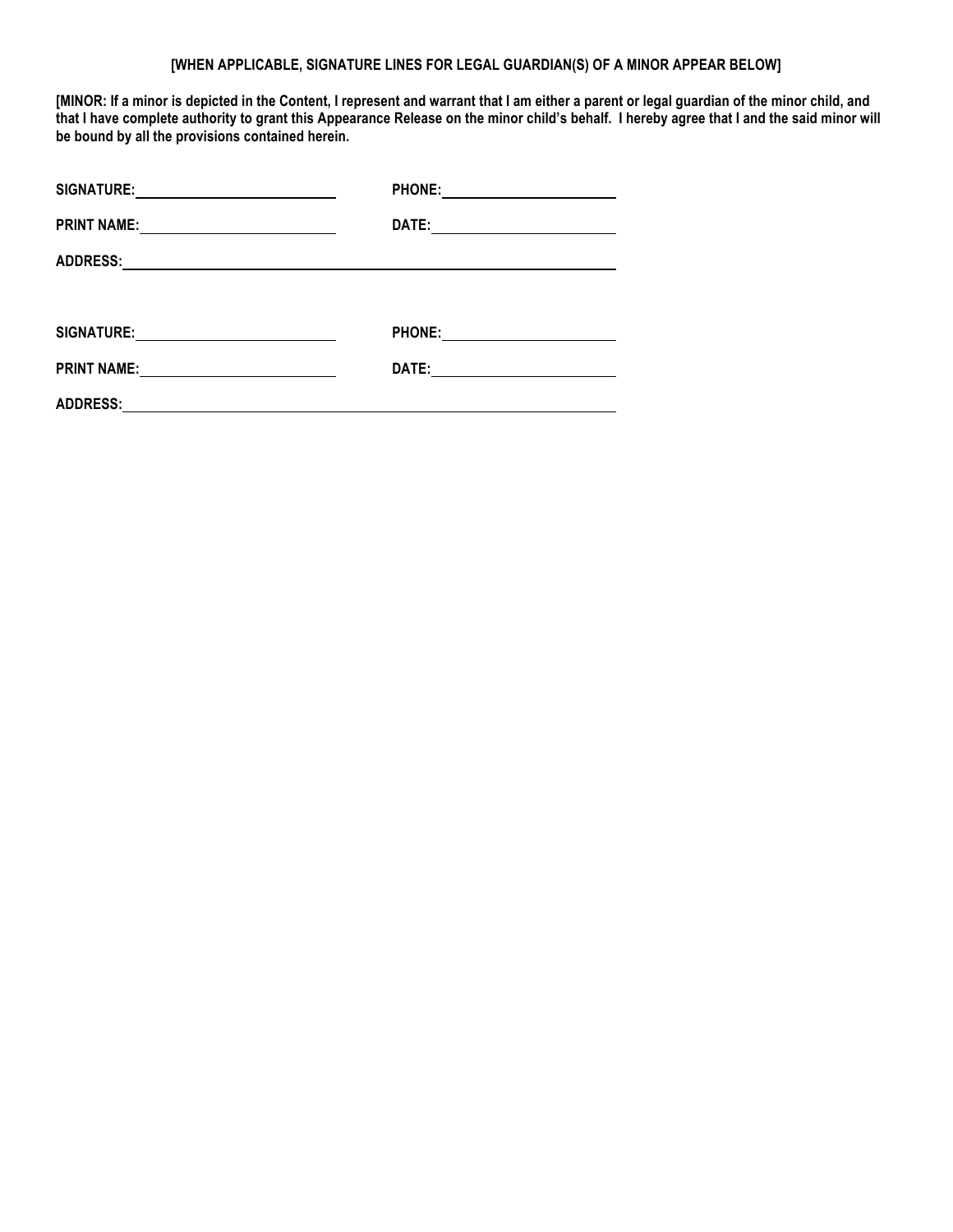**[WHEN APPLICABLE, SIGNATURE LINES FOR LEGAL GUARDIAN(S) OF A MINOR APPEAR BELOW]**

**[MINOR: If a minor is depicted in the Content, I represent and warrant that I am either a parent or legal guardian of the minor child, and that I have complete authority to grant this Appearance Release on the minor child's behalf. I hereby agree that I and the said minor will be bound by all the provisions contained herein.**

**SIGNATURE:** ______________________ **PHONE:** ______________________

**PRINT NAME:** ______________________ **DATE:** ______________________

**ADDRESS:** ______________________________________________

**SIGNATURE:** ______________________ **PHONE:** ______________________

**PRINT NAME:** ______________________ **DATE:** ______________________

**ADDRESS:** ______________________________________________